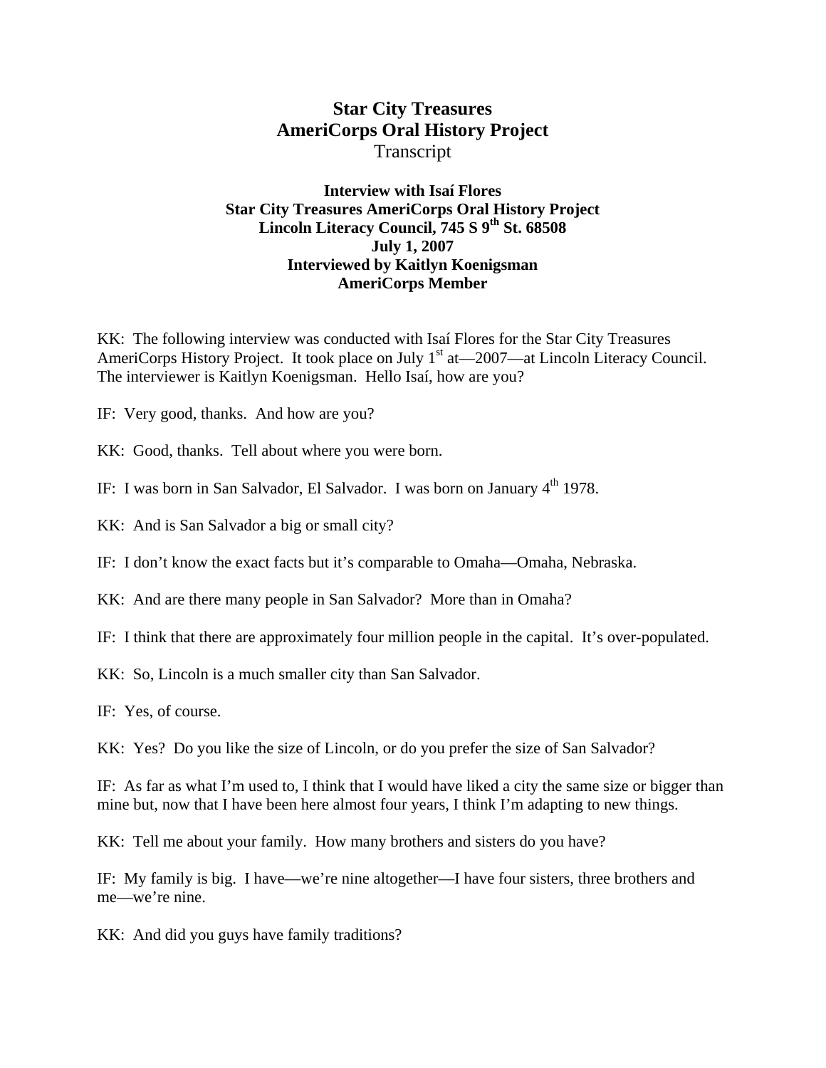# Star City Treasures
# AmeriCorps Oral History Project
Transcript

**Interview with Isaí Flores**
**Star City Treasures AmeriCorps Oral History Project**
**Lincoln Literacy Council, 745 S 9th St. 68508**
**July 1, 2007**
**Interviewed by Kaitlyn Koenigsman**
**AmeriCorps Member**

KK: The following interview was conducted with Isaí Flores for the Star City Treasures AmeriCorps History Project. It took place on July 1st at—2007—at Lincoln Literacy Council. The interviewer is Kaitlyn Koenigsman. Hello Isaí, how are you?

IF: Very good, thanks. And how are you?

KK: Good, thanks. Tell about where you were born.

IF: I was born in San Salvador, El Salvador. I was born on January 4th 1978.

KK: And is San Salvador a big or small city?

IF: I don't know the exact facts but it's comparable to Omaha—Omaha, Nebraska.

KK: And are there many people in San Salvador? More than in Omaha?

IF: I think that there are approximately four million people in the capital. It's over-populated.

KK: So, Lincoln is a much smaller city than San Salvador.

IF: Yes, of course.

KK: Yes? Do you like the size of Lincoln, or do you prefer the size of San Salvador?

IF: As far as what I'm used to, I think that I would have liked a city the same size or bigger than mine but, now that I have been here almost four years, I think I'm adapting to new things.

KK: Tell me about your family. How many brothers and sisters do you have?

IF: My family is big. I have—we're nine altogether—I have four sisters, three brothers and me—we're nine.

KK: And did you guys have family traditions?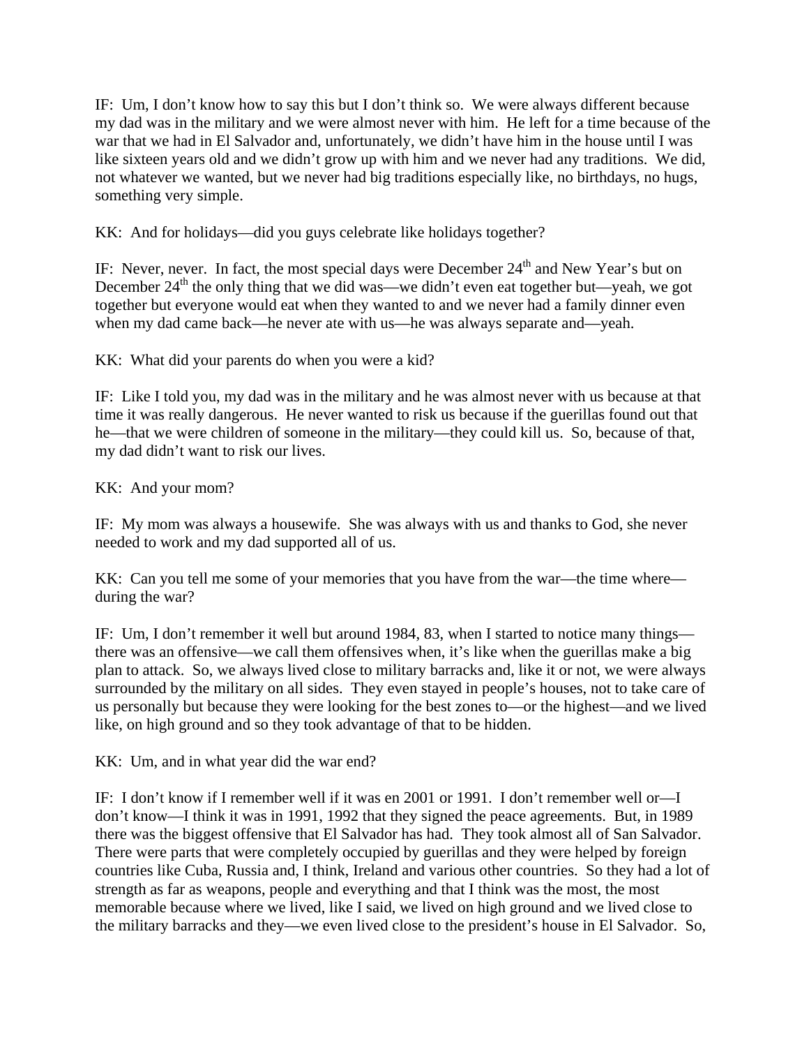IF: Um, I don't know how to say this but I don't think so. We were always different because my dad was in the military and we were almost never with him. He left for a time because of the war that we had in El Salvador and, unfortunately, we didn't have him in the house until I was like sixteen years old and we didn't grow up with him and we never had any traditions. We did, not whatever we wanted, but we never had big traditions especially like, no birthdays, no hugs, something very simple.

KK: And for holidays—did you guys celebrate like holidays together?

IF: Never, never. In fact, the most special days were December 24th and New Year's but on December 24th the only thing that we did was—we didn't even eat together but—yeah, we got together but everyone would eat when they wanted to and we never had a family dinner even when my dad came back—he never ate with us—he was always separate and—yeah.

KK: What did your parents do when you were a kid?

IF: Like I told you, my dad was in the military and he was almost never with us because at that time it was really dangerous. He never wanted to risk us because if the guerillas found out that he—that we were children of someone in the military—they could kill us. So, because of that, my dad didn't want to risk our lives.

KK: And your mom?

IF: My mom was always a housewife. She was always with us and thanks to God, she never needed to work and my dad supported all of us.

KK: Can you tell me some of your memories that you have from the war—the time where—during the war?

IF: Um, I don't remember it well but around 1984, 83, when I started to notice many things—there was an offensive—we call them offensives when, it's like when the guerillas make a big plan to attack. So, we always lived close to military barracks and, like it or not, we were always surrounded by the military on all sides. They even stayed in people's houses, not to take care of us personally but because they were looking for the best zones to—or the highest—and we lived like, on high ground and so they took advantage of that to be hidden.

KK: Um, and in what year did the war end?

IF: I don't know if I remember well if it was en 2001 or 1991. I don't remember well or—I don't know—I think it was in 1991, 1992 that they signed the peace agreements. But, in 1989 there was the biggest offensive that El Salvador has had. They took almost all of San Salvador. There were parts that were completely occupied by guerillas and they were helped by foreign countries like Cuba, Russia and, I think, Ireland and various other countries. So they had a lot of strength as far as weapons, people and everything and that I think was the most, the most memorable because where we lived, like I said, we lived on high ground and we lived close to the military barracks and they—we even lived close to the president's house in El Salvador. So,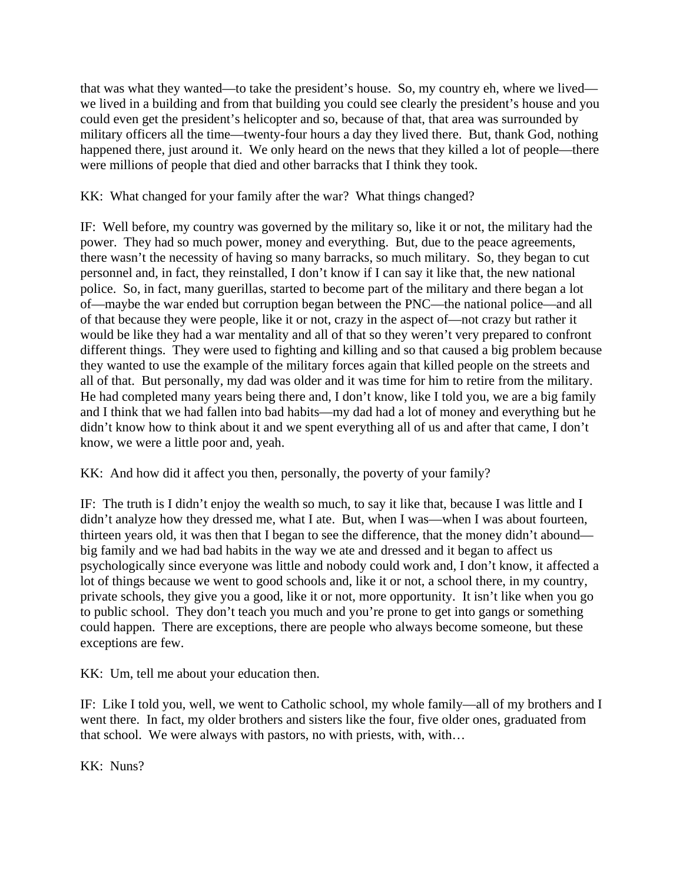that was what they wanted—to take the president's house. So, my country eh, where we lived—we lived in a building and from that building you could see clearly the president's house and you could even get the president's helicopter and so, because of that, that area was surrounded by military officers all the time—twenty-four hours a day they lived there. But, thank God, nothing happened there, just around it. We only heard on the news that they killed a lot of people—there were millions of people that died and other barracks that I think they took.

KK: What changed for your family after the war? What things changed?

IF: Well before, my country was governed by the military so, like it or not, the military had the power. They had so much power, money and everything. But, due to the peace agreements, there wasn't the necessity of having so many barracks, so much military. So, they began to cut personnel and, in fact, they reinstalled, I don't know if I can say it like that, the new national police. So, in fact, many guerillas, started to become part of the military and there began a lot of—maybe the war ended but corruption began between the PNC—the national police—and all of that because they were people, like it or not, crazy in the aspect of—not crazy but rather it would be like they had a war mentality and all of that so they weren't very prepared to confront different things. They were used to fighting and killing and so that caused a big problem because they wanted to use the example of the military forces again that killed people on the streets and all of that. But personally, my dad was older and it was time for him to retire from the military. He had completed many years being there and, I don't know, like I told you, we are a big family and I think that we had fallen into bad habits—my dad had a lot of money and everything but he didn't know how to think about it and we spent everything all of us and after that came, I don't know, we were a little poor and, yeah.

KK: And how did it affect you then, personally, the poverty of your family?

IF: The truth is I didn't enjoy the wealth so much, to say it like that, because I was little and I didn't analyze how they dressed me, what I ate. But, when I was—when I was about fourteen, thirteen years old, it was then that I began to see the difference, that the money didn't abound—big family and we had bad habits in the way we ate and dressed and it began to affect us psychologically since everyone was little and nobody could work and, I don't know, it affected a lot of things because we went to good schools and, like it or not, a school there, in my country, private schools, they give you a good, like it or not, more opportunity. It isn't like when you go to public school. They don't teach you much and you're prone to get into gangs or something could happen. There are exceptions, there are people who always become someone, but these exceptions are few.

KK: Um, tell me about your education then.

IF: Like I told you, well, we went to Catholic school, my whole family—all of my brothers and I went there. In fact, my older brothers and sisters like the four, five older ones, graduated from that school. We were always with pastors, no with priests, with, with…

KK: Nuns?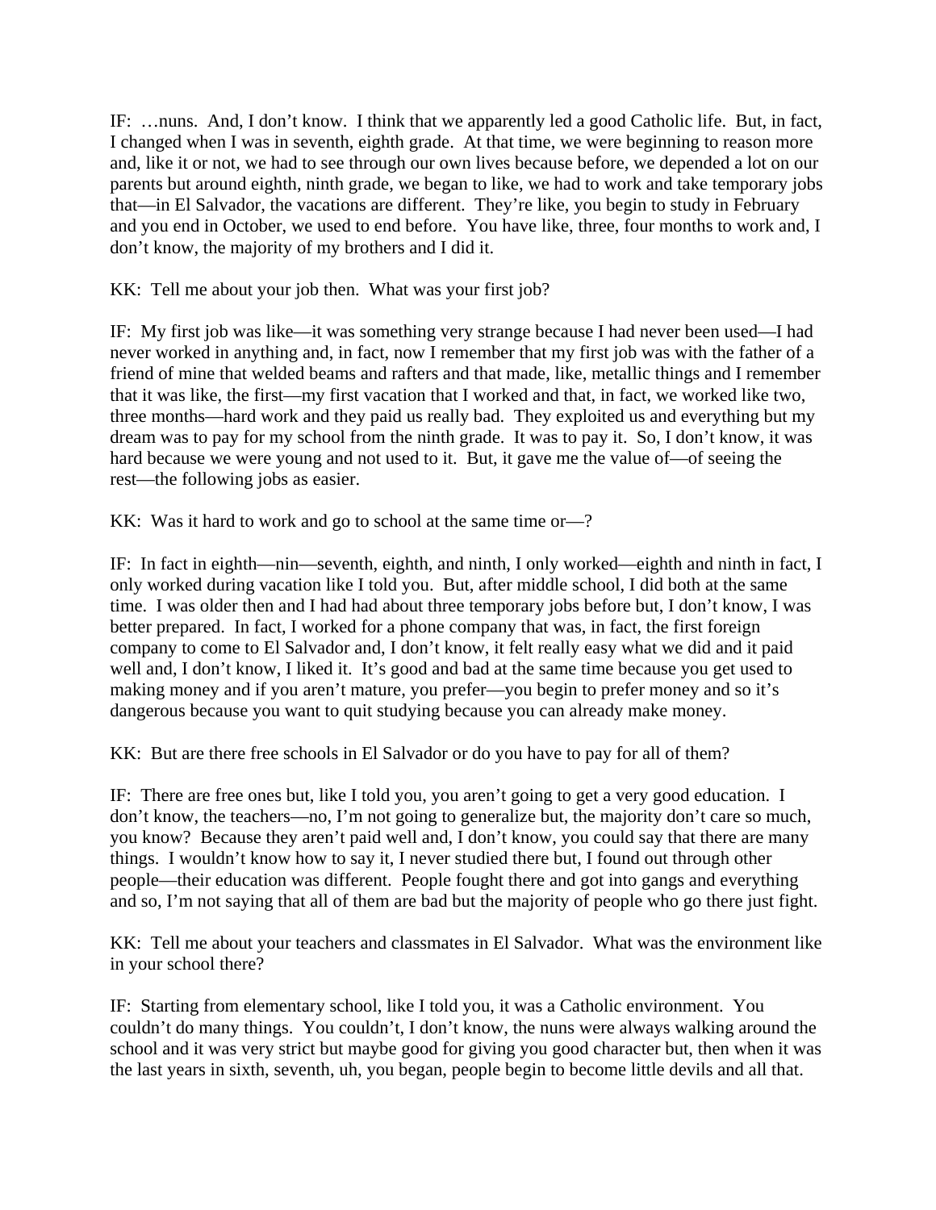IF: …nuns. And, I don't know. I think that we apparently led a good Catholic life. But, in fact, I changed when I was in seventh, eighth grade. At that time, we were beginning to reason more and, like it or not, we had to see through our own lives because before, we depended a lot on our parents but around eighth, ninth grade, we began to like, we had to work and take temporary jobs that—in El Salvador, the vacations are different. They're like, you begin to study in February and you end in October, we used to end before. You have like, three, four months to work and, I don't know, the majority of my brothers and I did it.

KK: Tell me about your job then. What was your first job?

IF: My first job was like—it was something very strange because I had never been used—I had never worked in anything and, in fact, now I remember that my first job was with the father of a friend of mine that welded beams and rafters and that made, like, metallic things and I remember that it was like, the first—my first vacation that I worked and that, in fact, we worked like two, three months—hard work and they paid us really bad. They exploited us and everything but my dream was to pay for my school from the ninth grade. It was to pay it. So, I don't know, it was hard because we were young and not used to it. But, it gave me the value of—of seeing the rest—the following jobs as easier.

KK: Was it hard to work and go to school at the same time or—?

IF: In fact in eighth—nin—seventh, eighth, and ninth, I only worked—eighth and ninth in fact, I only worked during vacation like I told you. But, after middle school, I did both at the same time. I was older then and I had had about three temporary jobs before but, I don't know, I was better prepared. In fact, I worked for a phone company that was, in fact, the first foreign company to come to El Salvador and, I don't know, it felt really easy what we did and it paid well and, I don't know, I liked it. It's good and bad at the same time because you get used to making money and if you aren't mature, you prefer—you begin to prefer money and so it's dangerous because you want to quit studying because you can already make money.

KK: But are there free schools in El Salvador or do you have to pay for all of them?

IF: There are free ones but, like I told you, you aren't going to get a very good education. I don't know, the teachers—no, I'm not going to generalize but, the majority don't care so much, you know? Because they aren't paid well and, I don't know, you could say that there are many things. I wouldn't know how to say it, I never studied there but, I found out through other people—their education was different. People fought there and got into gangs and everything and so, I'm not saying that all of them are bad but the majority of people who go there just fight.

KK: Tell me about your teachers and classmates in El Salvador. What was the environment like in your school there?

IF: Starting from elementary school, like I told you, it was a Catholic environment. You couldn't do many things. You couldn't, I don't know, the nuns were always walking around the school and it was very strict but maybe good for giving you good character but, then when it was the last years in sixth, seventh, uh, you began, people begin to become little devils and all that.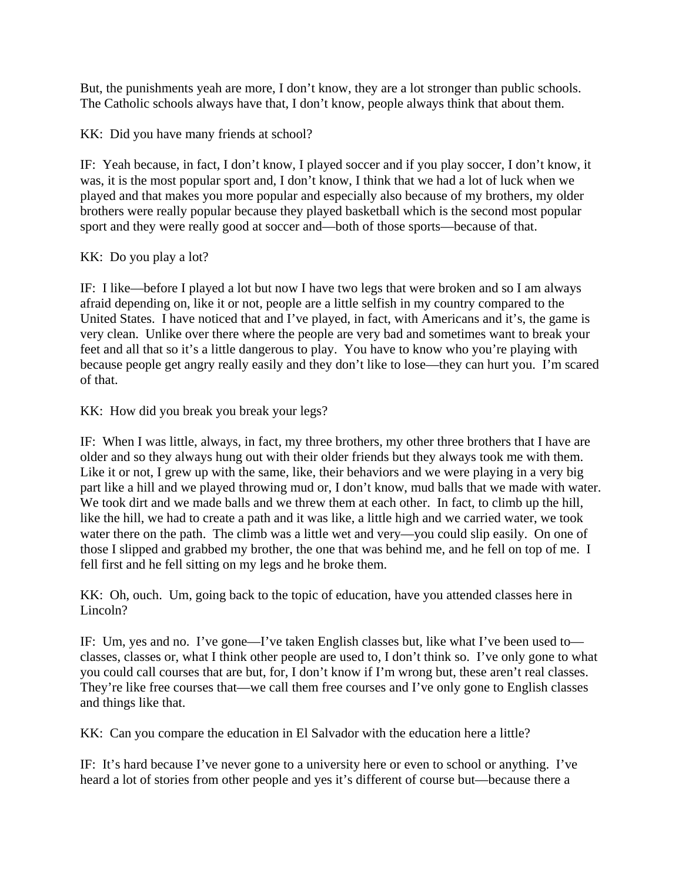But, the punishments yeah are more, I don't know, they are a lot stronger than public schools. The Catholic schools always have that, I don't know, people always think that about them.

KK: Did you have many friends at school?

IF: Yeah because, in fact, I don't know, I played soccer and if you play soccer, I don't know, it was, it is the most popular sport and, I don't know, I think that we had a lot of luck when we played and that makes you more popular and especially also because of my brothers, my older brothers were really popular because they played basketball which is the second most popular sport and they were really good at soccer and—both of those sports—because of that.

KK: Do you play a lot?

IF: I like—before I played a lot but now I have two legs that were broken and so I am always afraid depending on, like it or not, people are a little selfish in my country compared to the United States. I have noticed that and I've played, in fact, with Americans and it's, the game is very clean. Unlike over there where the people are very bad and sometimes want to break your feet and all that so it's a little dangerous to play. You have to know who you're playing with because people get angry really easily and they don't like to lose—they can hurt you. I'm scared of that.

KK: How did you break you break your legs?

IF: When I was little, always, in fact, my three brothers, my other three brothers that I have are older and so they always hung out with their older friends but they always took me with them. Like it or not, I grew up with the same, like, their behaviors and we were playing in a very big part like a hill and we played throwing mud or, I don't know, mud balls that we made with water. We took dirt and we made balls and we threw them at each other. In fact, to climb up the hill, like the hill, we had to create a path and it was like, a little high and we carried water, we took water there on the path. The climb was a little wet and very—you could slip easily. On one of those I slipped and grabbed my brother, the one that was behind me, and he fell on top of me. I fell first and he fell sitting on my legs and he broke them.

KK: Oh, ouch. Um, going back to the topic of education, have you attended classes here in Lincoln?

IF: Um, yes and no. I've gone—I've taken English classes but, like what I've been used to—classes, classes or, what I think other people are used to, I don't think so. I've only gone to what you could call courses that are but, for, I don't know if I'm wrong but, these aren't real classes. They're like free courses that—we call them free courses and I've only gone to English classes and things like that.

KK: Can you compare the education in El Salvador with the education here a little?

IF: It's hard because I've never gone to a university here or even to school or anything. I've heard a lot of stories from other people and yes it's different of course but—because there a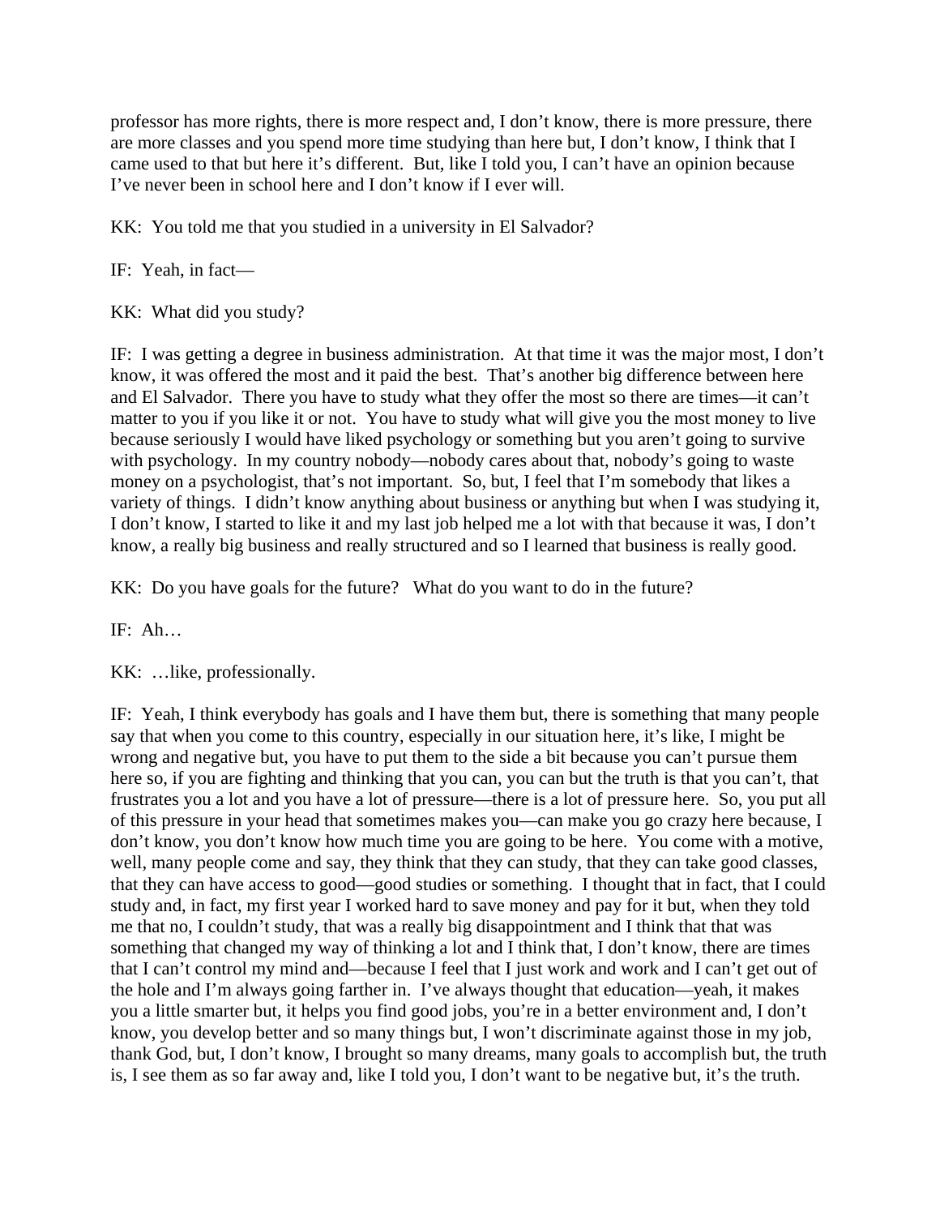professor has more rights, there is more respect and, I don't know, there is more pressure, there are more classes and you spend more time studying than here but, I don't know, I think that I came used to that but here it's different. But, like I told you, I can't have an opinion because I've never been in school here and I don't know if I ever will.

KK: You told me that you studied in a university in El Salvador?

IF: Yeah, in fact—

KK: What did you study?

IF: I was getting a degree in business administration. At that time it was the major most, I don't know, it was offered the most and it paid the best. That's another big difference between here and El Salvador. There you have to study what they offer the most so there are times—it can't matter to you if you like it or not. You have to study what will give you the most money to live because seriously I would have liked psychology or something but you aren't going to survive with psychology. In my country nobody—nobody cares about that, nobody's going to waste money on a psychologist, that's not important. So, but, I feel that I'm somebody that likes a variety of things. I didn't know anything about business or anything but when I was studying it, I don't know, I started to like it and my last job helped me a lot with that because it was, I don't know, a really big business and really structured and so I learned that business is really good.

KK: Do you have goals for the future? What do you want to do in the future?

IF: Ah…

KK: …like, professionally.

IF: Yeah, I think everybody has goals and I have them but, there is something that many people say that when you come to this country, especially in our situation here, it's like, I might be wrong and negative but, you have to put them to the side a bit because you can't pursue them here so, if you are fighting and thinking that you can, you can but the truth is that you can't, that frustrates you a lot and you have a lot of pressure—there is a lot of pressure here. So, you put all of this pressure in your head that sometimes makes you—can make you go crazy here because, I don't know, you don't know how much time you are going to be here. You come with a motive, well, many people come and say, they think that they can study, that they can take good classes, that they can have access to good—good studies or something. I thought that in fact, that I could study and, in fact, my first year I worked hard to save money and pay for it but, when they told me that no, I couldn't study, that was a really big disappointment and I think that that was something that changed my way of thinking a lot and I think that, I don't know, there are times that I can't control my mind and—because I feel that I just work and work and I can't get out of the hole and I'm always going farther in. I've always thought that education—yeah, it makes you a little smarter but, it helps you find good jobs, you're in a better environment and, I don't know, you develop better and so many things but, I won't discriminate against those in my job, thank God, but, I don't know, I brought so many dreams, many goals to accomplish but, the truth is, I see them as so far away and, like I told you, I don't want to be negative but, it's the truth.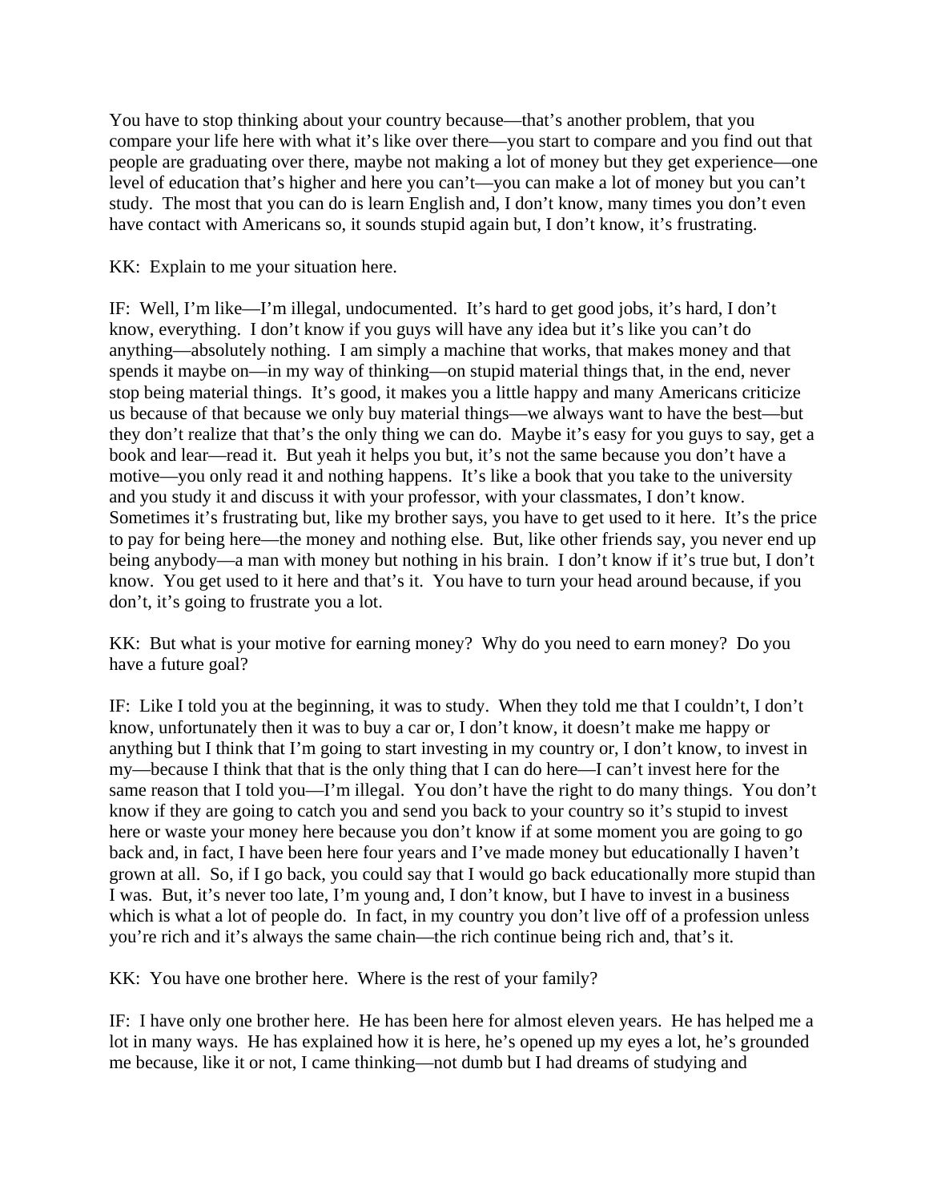You have to stop thinking about your country because—that's another problem, that you compare your life here with what it's like over there—you start to compare and you find out that people are graduating over there, maybe not making a lot of money but they get experience—one level of education that's higher and here you can't—you can make a lot of money but you can't study. The most that you can do is learn English and, I don't know, many times you don't even have contact with Americans so, it sounds stupid again but, I don't know, it's frustrating.

KK: Explain to me your situation here.

IF: Well, I'm like—I'm illegal, undocumented. It's hard to get good jobs, it's hard, I don't know, everything. I don't know if you guys will have any idea but it's like you can't do anything—absolutely nothing. I am simply a machine that works, that makes money and that spends it maybe on—in my way of thinking—on stupid material things that, in the end, never stop being material things. It's good, it makes you a little happy and many Americans criticize us because of that because we only buy material things—we always want to have the best—but they don't realize that that's the only thing we can do. Maybe it's easy for you guys to say, get a book and lear—read it. But yeah it helps you but, it's not the same because you don't have a motive—you only read it and nothing happens. It's like a book that you take to the university and you study it and discuss it with your professor, with your classmates, I don't know. Sometimes it's frustrating but, like my brother says, you have to get used to it here. It's the price to pay for being here—the money and nothing else. But, like other friends say, you never end up being anybody—a man with money but nothing in his brain. I don't know if it's true but, I don't know. You get used to it here and that's it. You have to turn your head around because, if you don't, it's going to frustrate you a lot.

KK: But what is your motive for earning money? Why do you need to earn money? Do you have a future goal?

IF: Like I told you at the beginning, it was to study. When they told me that I couldn't, I don't know, unfortunately then it was to buy a car or, I don't know, it doesn't make me happy or anything but I think that I'm going to start investing in my country or, I don't know, to invest in my—because I think that that is the only thing that I can do here—I can't invest here for the same reason that I told you—I'm illegal. You don't have the right to do many things. You don't know if they are going to catch you and send you back to your country so it's stupid to invest here or waste your money here because you don't know if at some moment you are going to go back and, in fact, I have been here four years and I've made money but educationally I haven't grown at all. So, if I go back, you could say that I would go back educationally more stupid than I was. But, it's never too late, I'm young and, I don't know, but I have to invest in a business which is what a lot of people do. In fact, in my country you don't live off of a profession unless you're rich and it's always the same chain—the rich continue being rich and, that's it.

KK: You have one brother here. Where is the rest of your family?

IF: I have only one brother here. He has been here for almost eleven years. He has helped me a lot in many ways. He has explained how it is here, he's opened up my eyes a lot, he's grounded me because, like it or not, I came thinking—not dumb but I had dreams of studying and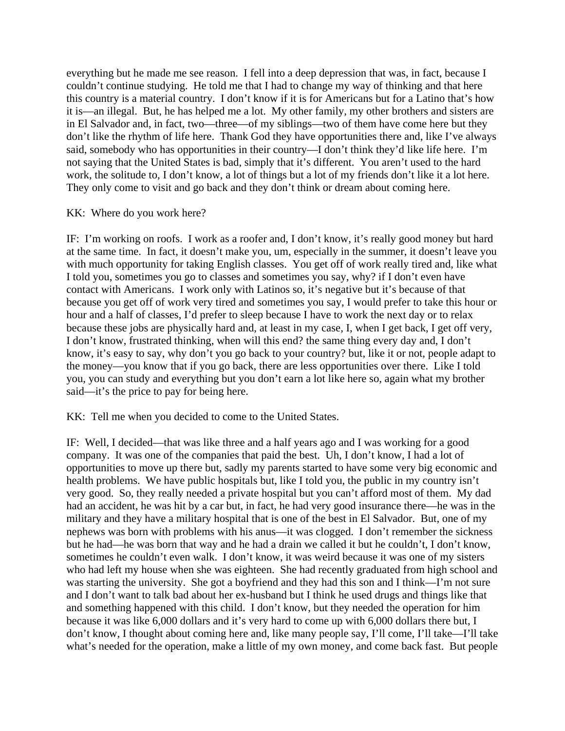everything but he made me see reason. I fell into a deep depression that was, in fact, because I couldn't continue studying. He told me that I had to change my way of thinking and that here this country is a material country. I don't know if it is for Americans but for a Latino that's how it is—an illegal. But, he has helped me a lot. My other family, my other brothers and sisters are in El Salvador and, in fact, two—three—of my siblings—two of them have come here but they don't like the rhythm of life here. Thank God they have opportunities there and, like I've always said, somebody who has opportunities in their country—I don't think they'd like life here. I'm not saying that the United States is bad, simply that it's different. You aren't used to the hard work, the solitude to, I don't know, a lot of things but a lot of my friends don't like it a lot here. They only come to visit and go back and they don't think or dream about coming here.

KK: Where do you work here?

IF: I'm working on roofs. I work as a roofer and, I don't know, it's really good money but hard at the same time. In fact, it doesn't make you, um, especially in the summer, it doesn't leave you with much opportunity for taking English classes. You get off of work really tired and, like what I told you, sometimes you go to classes and sometimes you say, why? if I don't even have contact with Americans. I work only with Latinos so, it's negative but it's because of that because you get off of work very tired and sometimes you say, I would prefer to take this hour or hour and a half of classes, I'd prefer to sleep because I have to work the next day or to relax because these jobs are physically hard and, at least in my case, I, when I get back, I get off very, I don't know, frustrated thinking, when will this end? the same thing every day and, I don't know, it's easy to say, why don't you go back to your country? but, like it or not, people adapt to the money—you know that if you go back, there are less opportunities over there. Like I told you, you can study and everything but you don't earn a lot like here so, again what my brother said—it's the price to pay for being here.

KK: Tell me when you decided to come to the United States.

IF: Well, I decided—that was like three and a half years ago and I was working for a good company. It was one of the companies that paid the best. Uh, I don't know, I had a lot of opportunities to move up there but, sadly my parents started to have some very big economic and health problems. We have public hospitals but, like I told you, the public in my country isn't very good. So, they really needed a private hospital but you can't afford most of them. My dad had an accident, he was hit by a car but, in fact, he had very good insurance there—he was in the military and they have a military hospital that is one of the best in El Salvador. But, one of my nephews was born with problems with his anus—it was clogged. I don't remember the sickness but he had—he was born that way and he had a drain we called it but he couldn't, I don't know, sometimes he couldn't even walk. I don't know, it was weird because it was one of my sisters who had left my house when she was eighteen. She had recently graduated from high school and was starting the university. She got a boyfriend and they had this son and I think—I'm not sure and I don't want to talk bad about her ex-husband but I think he used drugs and things like that and something happened with this child. I don't know, but they needed the operation for him because it was like 6,000 dollars and it's very hard to come up with 6,000 dollars there but, I don't know, I thought about coming here and, like many people say, I'll come, I'll take—I'll take what's needed for the operation, make a little of my own money, and come back fast. But people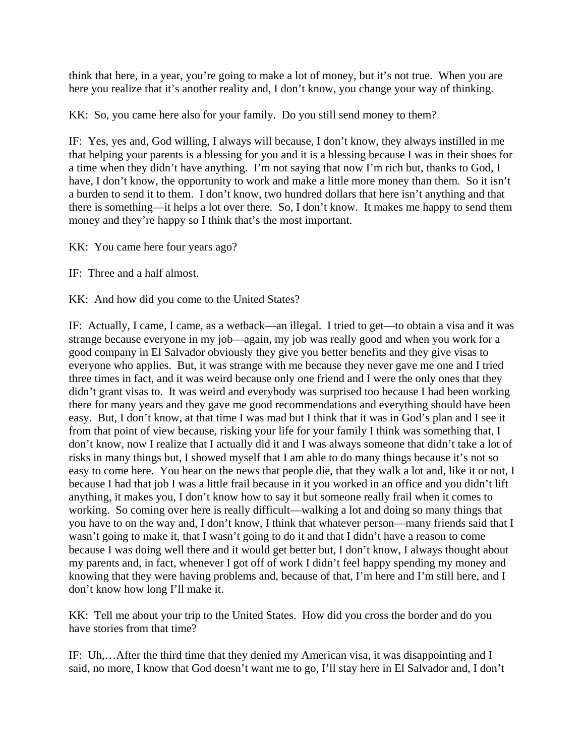think that here, in a year, you're going to make a lot of money, but it's not true. When you are here you realize that it's another reality and, I don't know, you change your way of thinking.

KK: So, you came here also for your family. Do you still send money to them?

IF: Yes, yes and, God willing, I always will because, I don't know, they always instilled in me that helping your parents is a blessing for you and it is a blessing because I was in their shoes for a time when they didn't have anything. I'm not saying that now I'm rich but, thanks to God, I have, I don't know, the opportunity to work and make a little more money than them. So it isn't a burden to send it to them. I don't know, two hundred dollars that here isn't anything and that there is something—it helps a lot over there. So, I don't know. It makes me happy to send them money and they're happy so I think that's the most important.

KK: You came here four years ago?

IF: Three and a half almost.

KK: And how did you come to the United States?

IF: Actually, I came, I came, as a wetback—an illegal. I tried to get—to obtain a visa and it was strange because everyone in my job—again, my job was really good and when you work for a good company in El Salvador obviously they give you better benefits and they give visas to everyone who applies. But, it was strange with me because they never gave me one and I tried three times in fact, and it was weird because only one friend and I were the only ones that they didn't grant visas to. It was weird and everybody was surprised too because I had been working there for many years and they gave me good recommendations and everything should have been easy. But, I don't know, at that time I was mad but I think that it was in God's plan and I see it from that point of view because, risking your life for your family I think was something that, I don't know, now I realize that I actually did it and I was always someone that didn't take a lot of risks in many things but, I showed myself that I am able to do many things because it's not so easy to come here. You hear on the news that people die, that they walk a lot and, like it or not, I because I had that job I was a little frail because in it you worked in an office and you didn't lift anything, it makes you, I don't know how to say it but someone really frail when it comes to working. So coming over here is really difficult—walking a lot and doing so many things that you have to on the way and, I don't know, I think that whatever person—many friends said that I wasn't going to make it, that I wasn't going to do it and that I didn't have a reason to come because I was doing well there and it would get better but, I don't know, I always thought about my parents and, in fact, whenever I got off of work I didn't feel happy spending my money and knowing that they were having problems and, because of that, I'm here and I'm still here, and I don't know how long I'll make it.

KK: Tell me about your trip to the United States. How did you cross the border and do you have stories from that time?

IF: Uh,…After the third time that they denied my American visa, it was disappointing and I said, no more, I know that God doesn't want me to go, I'll stay here in El Salvador and, I don't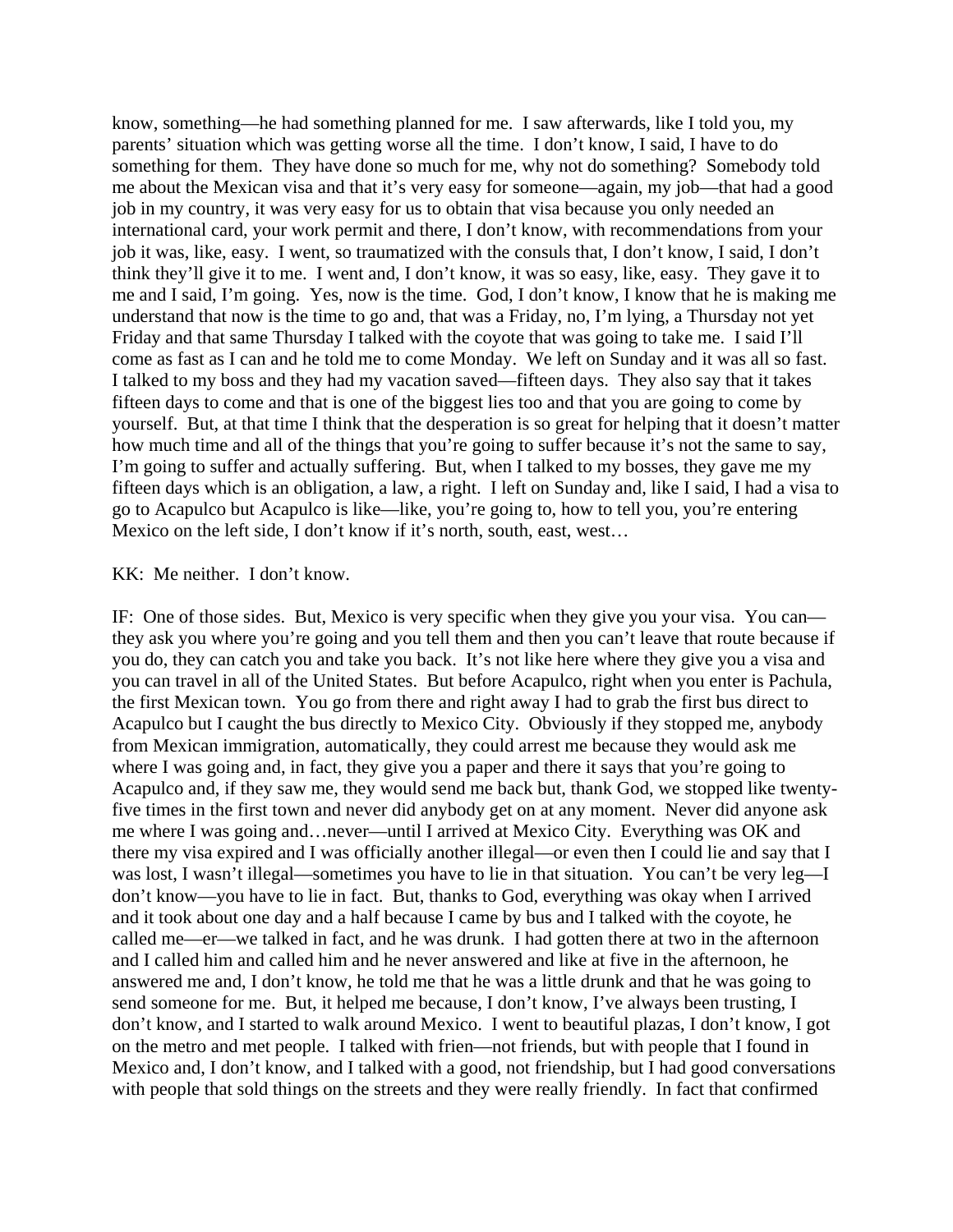know, something—he had something planned for me. I saw afterwards, like I told you, my parents' situation which was getting worse all the time. I don't know, I said, I have to do something for them. They have done so much for me, why not do something? Somebody told me about the Mexican visa and that it's very easy for someone—again, my job—that had a good job in my country, it was very easy for us to obtain that visa because you only needed an international card, your work permit and there, I don't know, with recommendations from your job it was, like, easy. I went, so traumatized with the consuls that, I don't know, I said, I don't think they'll give it to me. I went and, I don't know, it was so easy, like, easy. They gave it to me and I said, I'm going. Yes, now is the time. God, I don't know, I know that he is making me understand that now is the time to go and, that was a Friday, no, I'm lying, a Thursday not yet Friday and that same Thursday I talked with the coyote that was going to take me. I said I'll come as fast as I can and he told me to come Monday. We left on Sunday and it was all so fast. I talked to my boss and they had my vacation saved—fifteen days. They also say that it takes fifteen days to come and that is one of the biggest lies too and that you are going to come by yourself. But, at that time I think that the desperation is so great for helping that it doesn't matter how much time and all of the things that you're going to suffer because it's not the same to say, I'm going to suffer and actually suffering. But, when I talked to my bosses, they gave me my fifteen days which is an obligation, a law, a right. I left on Sunday and, like I said, I had a visa to go to Acapulco but Acapulco is like—like, you're going to, how to tell you, you're entering Mexico on the left side, I don't know if it's north, south, east, west…

KK: Me neither. I don't know.

IF: One of those sides. But, Mexico is very specific when they give you your visa. You can—they ask you where you're going and you tell them and then you can't leave that route because if you do, they can catch you and take you back. It's not like here where they give you a visa and you can travel in all of the United States. But before Acapulco, right when you enter is Pachula, the first Mexican town. You go from there and right away I had to grab the first bus direct to Acapulco but I caught the bus directly to Mexico City. Obviously if they stopped me, anybody from Mexican immigration, automatically, they could arrest me because they would ask me where I was going and, in fact, they give you a paper and there it says that you're going to Acapulco and, if they saw me, they would send me back but, thank God, we stopped like twenty-five times in the first town and never did anybody get on at any moment. Never did anyone ask me where I was going and…never—until I arrived at Mexico City. Everything was OK and there my visa expired and I was officially another illegal—or even then I could lie and say that I was lost, I wasn't illegal—sometimes you have to lie in that situation. You can't be very leg—I don't know—you have to lie in fact. But, thanks to God, everything was okay when I arrived and it took about one day and a half because I came by bus and I talked with the coyote, he called me—er—we talked in fact, and he was drunk. I had gotten there at two in the afternoon and I called him and called him and he never answered and like at five in the afternoon, he answered me and, I don't know, he told me that he was a little drunk and that he was going to send someone for me. But, it helped me because, I don't know, I've always been trusting, I don't know, and I started to walk around Mexico. I went to beautiful plazas, I don't know, I got on the metro and met people. I talked with frien—not friends, but with people that I found in Mexico and, I don't know, and I talked with a good, not friendship, but I had good conversations with people that sold things on the streets and they were really friendly. In fact that confirmed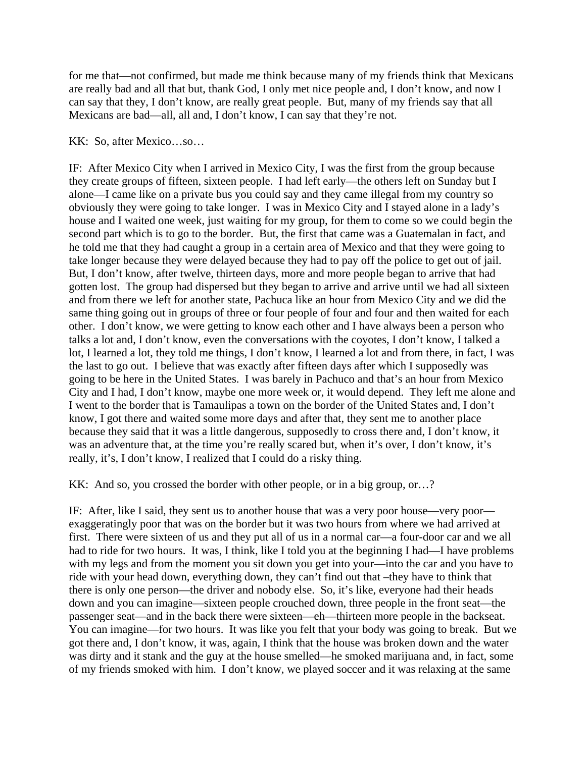for me that—not confirmed, but made me think because many of my friends think that Mexicans are really bad and all that but, thank God, I only met nice people and, I don't know, and now I can say that they, I don't know, are really great people. But, many of my friends say that all Mexicans are bad—all, all and, I don't know, I can say that they're not.

KK: So, after Mexico…so…

IF: After Mexico City when I arrived in Mexico City, I was the first from the group because they create groups of fifteen, sixteen people. I had left early—the others left on Sunday but I alone—I came like on a private bus you could say and they came illegal from my country so obviously they were going to take longer. I was in Mexico City and I stayed alone in a lady's house and I waited one week, just waiting for my group, for them to come so we could begin the second part which is to go to the border. But, the first that came was a Guatemalan in fact, and he told me that they had caught a group in a certain area of Mexico and that they were going to take longer because they were delayed because they had to pay off the police to get out of jail. But, I don't know, after twelve, thirteen days, more and more people began to arrive that had gotten lost. The group had dispersed but they began to arrive and arrive until we had all sixteen and from there we left for another state, Pachuca like an hour from Mexico City and we did the same thing going out in groups of three or four people of four and four and then waited for each other. I don't know, we were getting to know each other and I have always been a person who talks a lot and, I don't know, even the conversations with the coyotes, I don't know, I talked a lot, I learned a lot, they told me things, I don't know, I learned a lot and from there, in fact, I was the last to go out. I believe that was exactly after fifteen days after which I supposedly was going to be here in the United States. I was barely in Pachuco and that's an hour from Mexico City and I had, I don't know, maybe one more week or, it would depend. They left me alone and I went to the border that is Tamaulipas a town on the border of the United States and, I don't know, I got there and waited some more days and after that, they sent me to another place because they said that it was a little dangerous, supposedly to cross there and, I don't know, it was an adventure that, at the time you're really scared but, when it's over, I don't know, it's really, it's, I don't know, I realized that I could do a risky thing.

KK: And so, you crossed the border with other people, or in a big group, or…?

IF: After, like I said, they sent us to another house that was a very poor house—very poor—exaggeratingly poor that was on the border but it was two hours from where we had arrived at first. There were sixteen of us and they put all of us in a normal car—a four-door car and we all had to ride for two hours. It was, I think, like I told you at the beginning I had—I have problems with my legs and from the moment you sit down you get into your—into the car and you have to ride with your head down, everything down, they can't find out that –they have to think that there is only one person—the driver and nobody else. So, it's like, everyone had their heads down and you can imagine—sixteen people crouched down, three people in the front seat—the passenger seat—and in the back there were sixteen—eh—thirteen more people in the backseat. You can imagine—for two hours. It was like you felt that your body was going to break. But we got there and, I don't know, it was, again, I think that the house was broken down and the water was dirty and it stank and the guy at the house smelled—he smoked marijuana and, in fact, some of my friends smoked with him. I don't know, we played soccer and it was relaxing at the same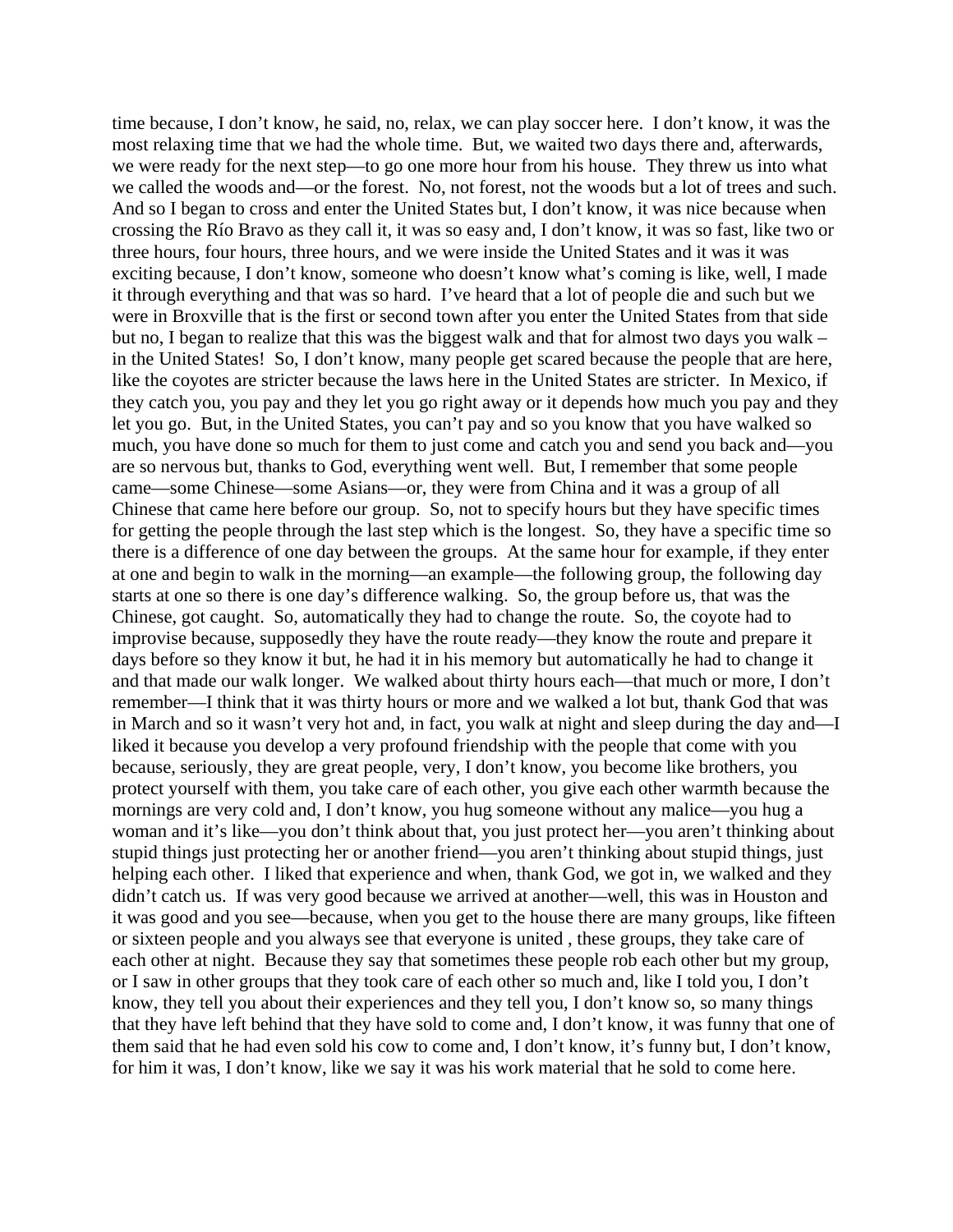time because, I don't know, he said, no, relax, we can play soccer here. I don't know, it was the most relaxing time that we had the whole time. But, we waited two days there and, afterwards, we were ready for the next step—to go one more hour from his house. They threw us into what we called the woods and—or the forest. No, not forest, not the woods but a lot of trees and such. And so I began to cross and enter the United States but, I don't know, it was nice because when crossing the Río Bravo as they call it, it was so easy and, I don't know, it was so fast, like two or three hours, four hours, three hours, and we were inside the United States and it was it was exciting because, I don't know, someone who doesn't know what's coming is like, well, I made it through everything and that was so hard. I've heard that a lot of people die and such but we were in Broxville that is the first or second town after you enter the United States from that side but no, I began to realize that this was the biggest walk and that for almost two days you walk – in the United States! So, I don't know, many people get scared because the people that are here, like the coyotes are stricter because the laws here in the United States are stricter. In Mexico, if they catch you, you pay and they let you go right away or it depends how much you pay and they let you go. But, in the United States, you can't pay and so you know that you have walked so much, you have done so much for them to just come and catch you and send you back and—you are so nervous but, thanks to God, everything went well. But, I remember that some people came—some Chinese—some Asians—or, they were from China and it was a group of all Chinese that came here before our group. So, not to specify hours but they have specific times for getting the people through the last step which is the longest. So, they have a specific time so there is a difference of one day between the groups. At the same hour for example, if they enter at one and begin to walk in the morning—an example—the following group, the following day starts at one so there is one day's difference walking. So, the group before us, that was the Chinese, got caught. So, automatically they had to change the route. So, the coyote had to improvise because, supposedly they have the route ready—they know the route and prepare it days before so they know it but, he had it in his memory but automatically he had to change it and that made our walk longer. We walked about thirty hours each—that much or more, I don't remember—I think that it was thirty hours or more and we walked a lot but, thank God that was in March and so it wasn't very hot and, in fact, you walk at night and sleep during the day and—I liked it because you develop a very profound friendship with the people that come with you because, seriously, they are great people, very, I don't know, you become like brothers, you protect yourself with them, you take care of each other, you give each other warmth because the mornings are very cold and, I don't know, you hug someone without any malice—you hug a woman and it's like—you don't think about that, you just protect her—you aren't thinking about stupid things just protecting her or another friend—you aren't thinking about stupid things, just helping each other. I liked that experience and when, thank God, we got in, we walked and they didn't catch us. If was very good because we arrived at another—well, this was in Houston and it was good and you see—because, when you get to the house there are many groups, like fifteen or sixteen people and you always see that everyone is united , these groups, they take care of each other at night. Because they say that sometimes these people rob each other but my group, or I saw in other groups that they took care of each other so much and, like I told you, I don't know, they tell you about their experiences and they tell you, I don't know so, so many things that they have left behind that they have sold to come and, I don't know, it was funny that one of them said that he had even sold his cow to come and, I don't know, it's funny but, I don't know, for him it was, I don't know, like we say it was his work material that he sold to come here.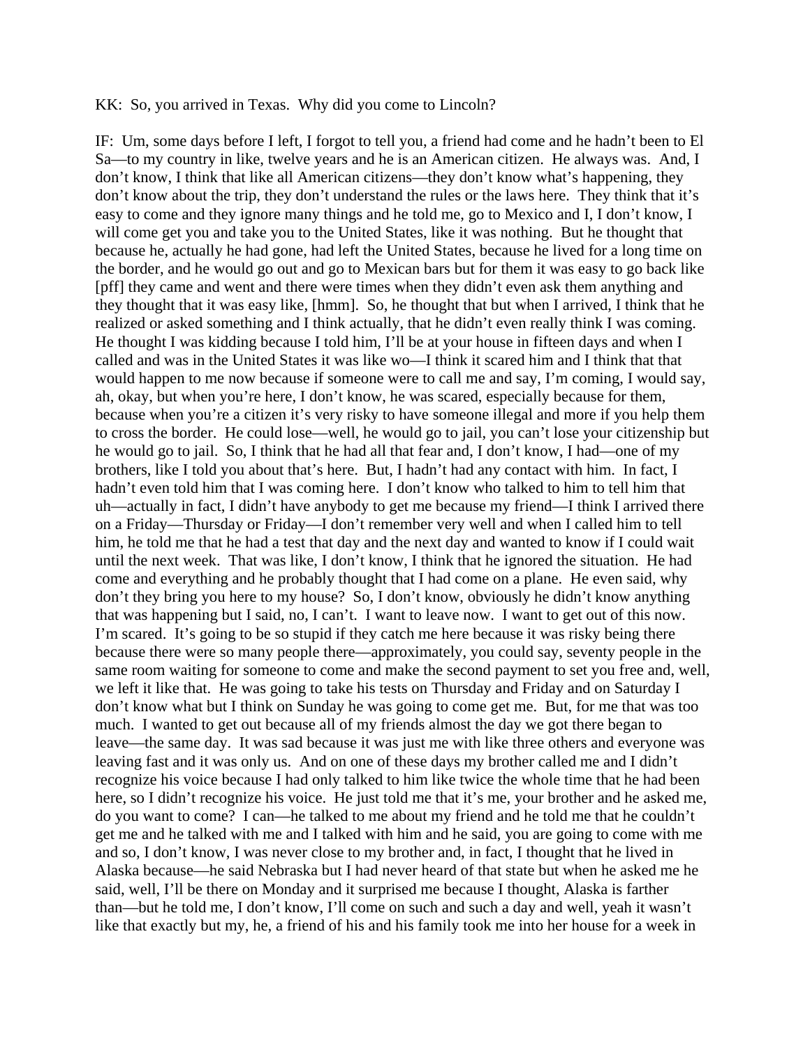KK: So, you arrived in Texas. Why did you come to Lincoln?

IF: Um, some days before I left, I forgot to tell you, a friend had come and he hadn't been to El Sa—to my country in like, twelve years and he is an American citizen. He always was. And, I don't know, I think that like all American citizens—they don't know what's happening, they don't know about the trip, they don't understand the rules or the laws here. They think that it's easy to come and they ignore many things and he told me, go to Mexico and I, I don't know, I will come get you and take you to the United States, like it was nothing. But he thought that because he, actually he had gone, had left the United States, because he lived for a long time on the border, and he would go out and go to Mexican bars but for them it was easy to go back like [pff] they came and went and there were times when they didn't even ask them anything and they thought that it was easy like, [hmm]. So, he thought that but when I arrived, I think that he realized or asked something and I think actually, that he didn't even really think I was coming. He thought I was kidding because I told him, I'll be at your house in fifteen days and when I called and was in the United States it was like wo—I think it scared him and I think that that would happen to me now because if someone were to call me and say, I'm coming, I would say, ah, okay, but when you're here, I don't know, he was scared, especially because for them, because when you're a citizen it's very risky to have someone illegal and more if you help them to cross the border. He could lose—well, he would go to jail, you can't lose your citizenship but he would go to jail. So, I think that he had all that fear and, I don't know, I had—one of my brothers, like I told you about that's here. But, I hadn't had any contact with him. In fact, I hadn't even told him that I was coming here. I don't know who talked to him to tell him that uh—actually in fact, I didn't have anybody to get me because my friend—I think I arrived there on a Friday—Thursday or Friday—I don't remember very well and when I called him to tell him, he told me that he had a test that day and the next day and wanted to know if I could wait until the next week. That was like, I don't know, I think that he ignored the situation. He had come and everything and he probably thought that I had come on a plane. He even said, why don't they bring you here to my house? So, I don't know, obviously he didn't know anything that was happening but I said, no, I can't. I want to leave now. I want to get out of this now. I'm scared. It's going to be so stupid if they catch me here because it was risky being there because there were so many people there—approximately, you could say, seventy people in the same room waiting for someone to come and make the second payment to set you free and, well, we left it like that. He was going to take his tests on Thursday and Friday and on Saturday I don't know what but I think on Sunday he was going to come get me. But, for me that was too much. I wanted to get out because all of my friends almost the day we got there began to leave—the same day. It was sad because it was just me with like three others and everyone was leaving fast and it was only us. And on one of these days my brother called me and I didn't recognize his voice because I had only talked to him like twice the whole time that he had been here, so I didn't recognize his voice. He just told me that it's me, your brother and he asked me, do you want to come? I can—he talked to me about my friend and he told me that he couldn't get me and he talked with me and I talked with him and he said, you are going to come with me and so, I don't know, I was never close to my brother and, in fact, I thought that he lived in Alaska because—he said Nebraska but I had never heard of that state but when he asked me he said, well, I'll be there on Monday and it surprised me because I thought, Alaska is farther than—but he told me, I don't know, I'll come on such and such a day and well, yeah it wasn't like that exactly but my, he, a friend of his and his family took me into her house for a week in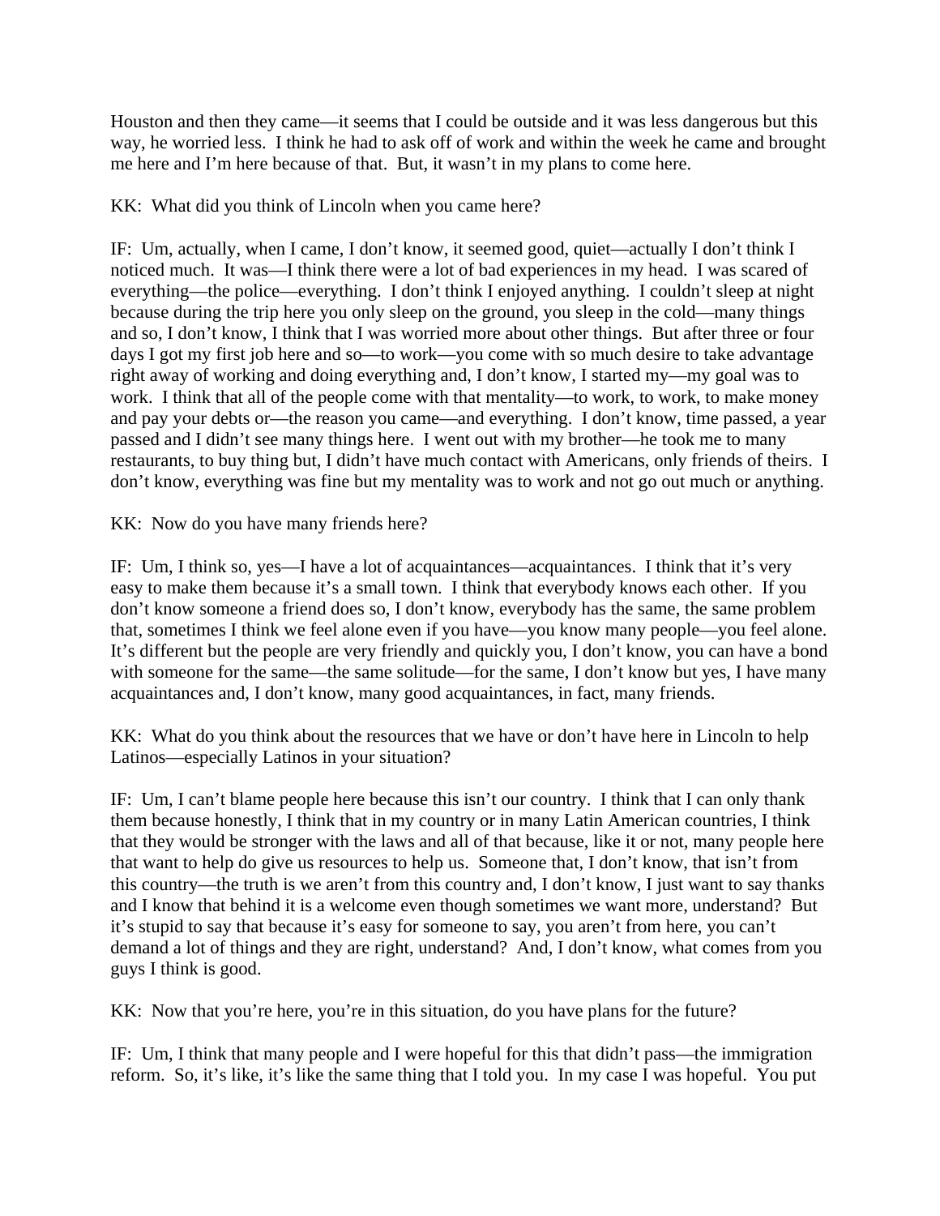Houston and then they came—it seems that I could be outside and it was less dangerous but this way, he worried less. I think he had to ask off of work and within the week he came and brought me here and I'm here because of that. But, it wasn't in my plans to come here.

KK: What did you think of Lincoln when you came here?

IF: Um, actually, when I came, I don't know, it seemed good, quiet—actually I don't think I noticed much. It was—I think there were a lot of bad experiences in my head. I was scared of everything—the police—everything. I don't think I enjoyed anything. I couldn't sleep at night because during the trip here you only sleep on the ground, you sleep in the cold—many things and so, I don't know, I think that I was worried more about other things. But after three or four days I got my first job here and so—to work—you come with so much desire to take advantage right away of working and doing everything and, I don't know, I started my—my goal was to work. I think that all of the people come with that mentality—to work, to work, to make money and pay your debts or—the reason you came—and everything. I don't know, time passed, a year passed and I didn't see many things here. I went out with my brother—he took me to many restaurants, to buy thing but, I didn't have much contact with Americans, only friends of theirs. I don't know, everything was fine but my mentality was to work and not go out much or anything.

KK: Now do you have many friends here?

IF: Um, I think so, yes—I have a lot of acquaintances—acquaintances. I think that it's very easy to make them because it's a small town. I think that everybody knows each other. If you don't know someone a friend does so, I don't know, everybody has the same, the same problem that, sometimes I think we feel alone even if you have—you know many people—you feel alone. It's different but the people are very friendly and quickly you, I don't know, you can have a bond with someone for the same—the same solitude—for the same, I don't know but yes, I have many acquaintances and, I don't know, many good acquaintances, in fact, many friends.

KK: What do you think about the resources that we have or don't have here in Lincoln to help Latinos—especially Latinos in your situation?

IF: Um, I can't blame people here because this isn't our country. I think that I can only thank them because honestly, I think that in my country or in many Latin American countries, I think that they would be stronger with the laws and all of that because, like it or not, many people here that want to help do give us resources to help us. Someone that, I don't know, that isn't from this country—the truth is we aren't from this country and, I don't know, I just want to say thanks and I know that behind it is a welcome even though sometimes we want more, understand? But it's stupid to say that because it's easy for someone to say, you aren't from here, you can't demand a lot of things and they are right, understand? And, I don't know, what comes from you guys I think is good.

KK: Now that you're here, you're in this situation, do you have plans for the future?

IF: Um, I think that many people and I were hopeful for this that didn't pass—the immigration reform. So, it's like, it's like the same thing that I told you. In my case I was hopeful. You put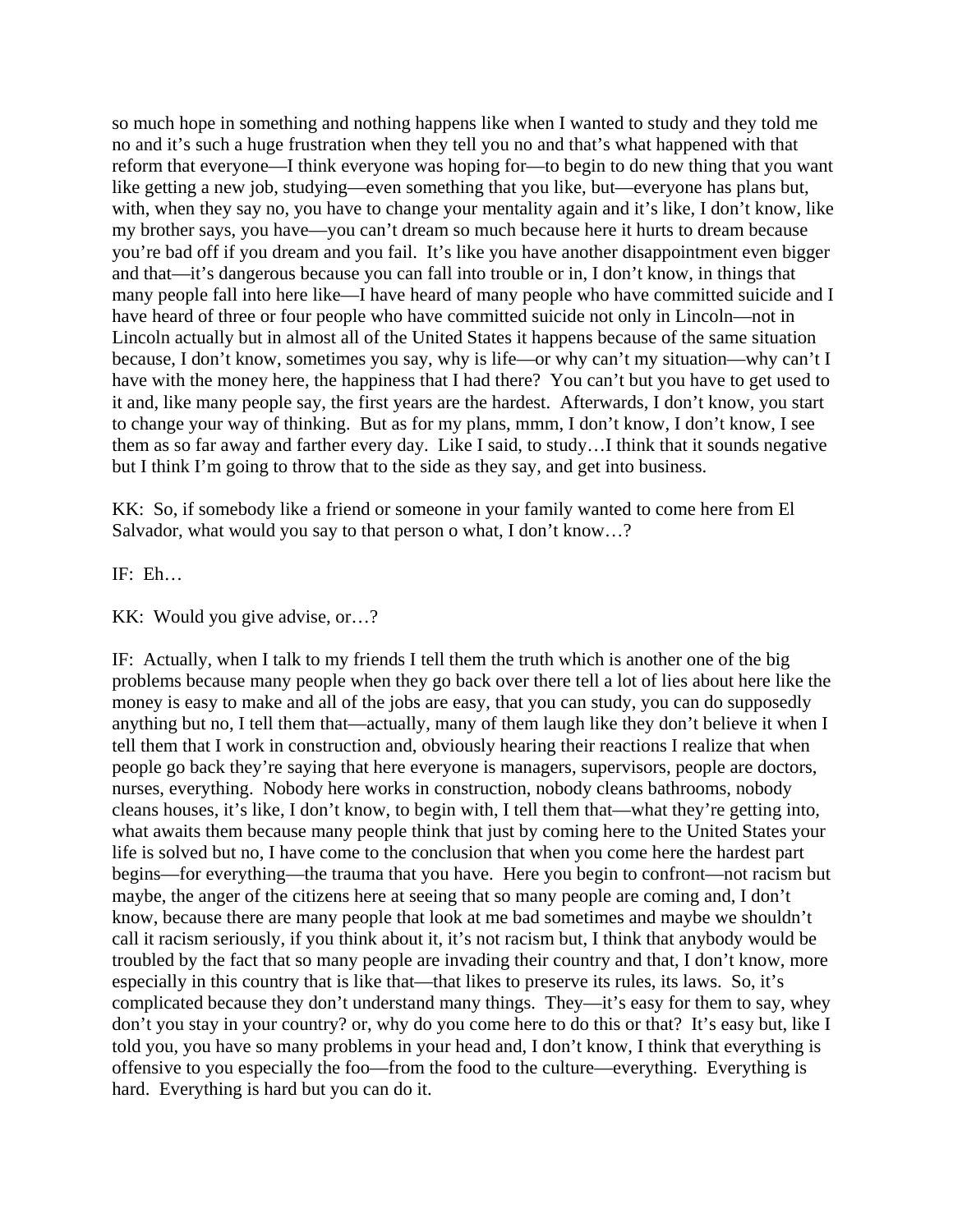so much hope in something and nothing happens like when I wanted to study and they told me no and it's such a huge frustration when they tell you no and that's what happened with that reform that everyone—I think everyone was hoping for—to begin to do new thing that you want like getting a new job, studying—even something that you like, but—everyone has plans but, with, when they say no, you have to change your mentality again and it's like, I don't know, like my brother says, you have—you can't dream so much because here it hurts to dream because you're bad off if you dream and you fail. It's like you have another disappointment even bigger and that—it's dangerous because you can fall into trouble or in, I don't know, in things that many people fall into here like—I have heard of many people who have committed suicide and I have heard of three or four people who have committed suicide not only in Lincoln—not in Lincoln actually but in almost all of the United States it happens because of the same situation because, I don't know, sometimes you say, why is life—or why can't my situation—why can't I have with the money here, the happiness that I had there? You can't but you have to get used to it and, like many people say, the first years are the hardest. Afterwards, I don't know, you start to change your way of thinking. But as for my plans, mmm, I don't know, I don't know, I see them as so far away and farther every day. Like I said, to study…I think that it sounds negative but I think I'm going to throw that to the side as they say, and get into business.

KK: So, if somebody like a friend or someone in your family wanted to come here from El Salvador, what would you say to that person o what, I don't know…?

IF: Eh…

KK: Would you give advise, or…?

IF: Actually, when I talk to my friends I tell them the truth which is another one of the big problems because many people when they go back over there tell a lot of lies about here like the money is easy to make and all of the jobs are easy, that you can study, you can do supposedly anything but no, I tell them that—actually, many of them laugh like they don't believe it when I tell them that I work in construction and, obviously hearing their reactions I realize that when people go back they're saying that here everyone is managers, supervisors, people are doctors, nurses, everything. Nobody here works in construction, nobody cleans bathrooms, nobody cleans houses, it's like, I don't know, to begin with, I tell them that—what they're getting into, what awaits them because many people think that just by coming here to the United States your life is solved but no, I have come to the conclusion that when you come here the hardest part begins—for everything—the trauma that you have. Here you begin to confront—not racism but maybe, the anger of the citizens here at seeing that so many people are coming and, I don't know, because there are many people that look at me bad sometimes and maybe we shouldn't call it racism seriously, if you think about it, it's not racism but, I think that anybody would be troubled by the fact that so many people are invading their country and that, I don't know, more especially in this country that is like that—that likes to preserve its rules, its laws. So, it's complicated because they don't understand many things. They—it's easy for them to say, whey don't you stay in your country? or, why do you come here to do this or that? It's easy but, like I told you, you have so many problems in your head and, I don't know, I think that everything is offensive to you especially the foo—from the food to the culture—everything. Everything is hard. Everything is hard but you can do it.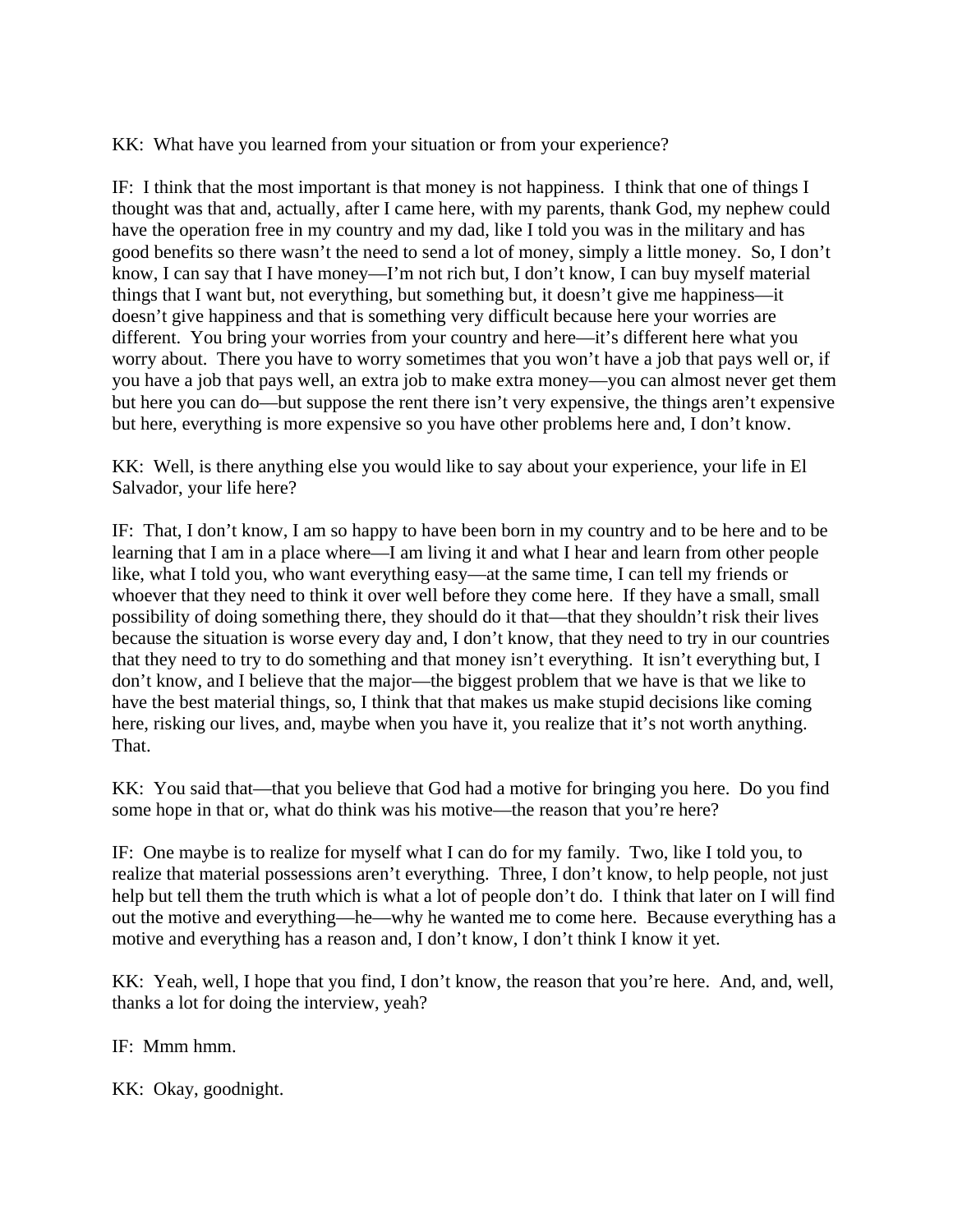KK: What have you learned from your situation or from your experience?

IF: I think that the most important is that money is not happiness. I think that one of things I thought was that and, actually, after I came here, with my parents, thank God, my nephew could have the operation free in my country and my dad, like I told you was in the military and has good benefits so there wasn't the need to send a lot of money, simply a little money. So, I don't know, I can say that I have money—I'm not rich but, I don't know, I can buy myself material things that I want but, not everything, but something but, it doesn't give me happiness—it doesn't give happiness and that is something very difficult because here your worries are different. You bring your worries from your country and here—it's different here what you worry about. There you have to worry sometimes that you won't have a job that pays well or, if you have a job that pays well, an extra job to make extra money—you can almost never get them but here you can do—but suppose the rent there isn't very expensive, the things aren't expensive but here, everything is more expensive so you have other problems here and, I don't know.

KK: Well, is there anything else you would like to say about your experience, your life in El Salvador, your life here?

IF: That, I don't know, I am so happy to have been born in my country and to be here and to be learning that I am in a place where—I am living it and what I hear and learn from other people like, what I told you, who want everything easy—at the same time, I can tell my friends or whoever that they need to think it over well before they come here. If they have a small, small possibility of doing something there, they should do it that—that they shouldn't risk their lives because the situation is worse every day and, I don't know, that they need to try in our countries that they need to try to do something and that money isn't everything. It isn't everything but, I don't know, and I believe that the major—the biggest problem that we have is that we like to have the best material things, so, I think that that makes us make stupid decisions like coming here, risking our lives, and, maybe when you have it, you realize that it's not worth anything. That.

KK: You said that—that you believe that God had a motive for bringing you here. Do you find some hope in that or, what do think was his motive—the reason that you're here?

IF: One maybe is to realize for myself what I can do for my family. Two, like I told you, to realize that material possessions aren't everything. Three, I don't know, to help people, not just help but tell them the truth which is what a lot of people don't do. I think that later on I will find out the motive and everything—he—why he wanted me to come here. Because everything has a motive and everything has a reason and, I don't know, I don't think I know it yet.

KK: Yeah, well, I hope that you find, I don't know, the reason that you're here. And, and, well, thanks a lot for doing the interview, yeah?

IF: Mmm hmm.

KK: Okay, goodnight.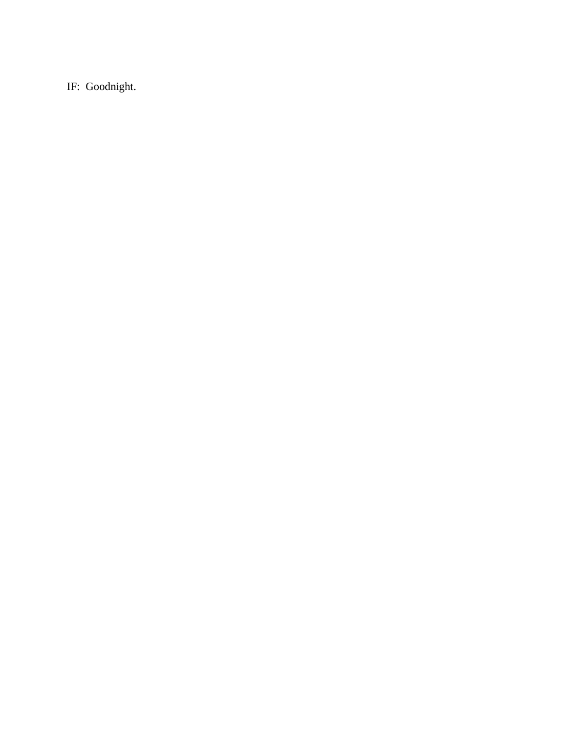IF: Goodnight.